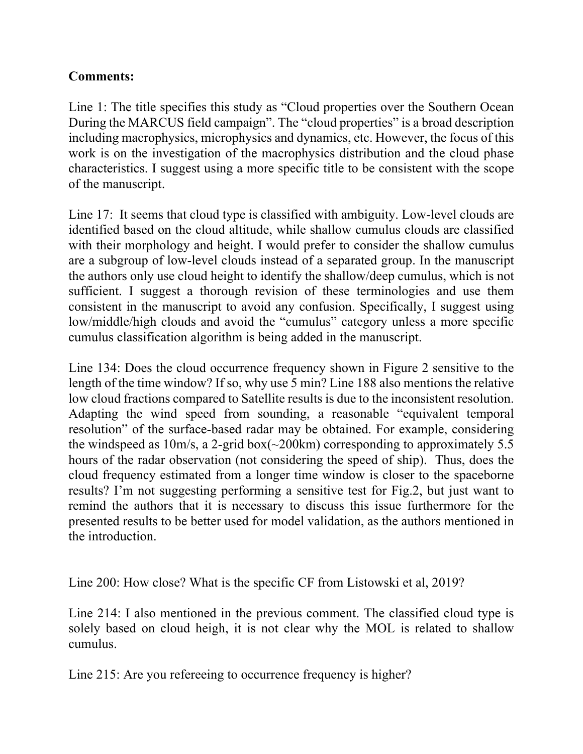**Comments:**

Line 1: The title specifies this study as "Cloud properties over the Southern Ocean During the MARCUS field campaign". The "cloud properties" is a broad description including macrophysics, microphysics and dynamics, etc. However, the focus of this work is on the investigation of the macrophysics distribution and the cloud phase characteristics. I suggest using a more specific title to be consistent with the scope of the manuscript.

Line 17: It seems that cloud type is classified with ambiguity. Low-level clouds are identified based on the cloud altitude, while shallow cumulus clouds are classified with their morphology and height. I would prefer to consider the shallow cumulus are a subgroup of low-level clouds instead of a separated group. In the manuscript the authors only use cloud height to identify the shallow/deep cumulus, which is not sufficient. I suggest a thorough revision of these terminologies and use them consistent in the manuscript to avoid any confusion. Specifically, I suggest using low/middle/high clouds and avoid the "cumulus" category unless a more specific cumulus classification algorithm is being added in the manuscript.

Line 134: Does the cloud occurrence frequency shown in Figure 2 sensitive to the length of the time window? If so, why use 5 min? Line 188 also mentions the relative low cloud fractions compared to Satellite results is due to the inconsistent resolution. Adapting the wind speed from sounding, a reasonable "equivalent temporal resolution" of the surface-based radar may be obtained. For example, considering the windspeed as 10m/s, a 2-grid box(~200km) corresponding to approximately 5.5 hours of the radar observation (not considering the speed of ship). Thus, does the cloud frequency estimated from a longer time window is closer to the spaceborne results? I'm not suggesting performing a sensitive test for Fig.2, but just want to remind the authors that it is necessary to discuss this issue furthermore for the presented results to be better used for model validation, as the authors mentioned in the introduction.

Line 200: How close? What is the specific CF from Listowski et al, 2019?

Line 214: I also mentioned in the previous comment. The classified cloud type is solely based on cloud heigh, it is not clear why the MOL is related to shallow cumulus.

Line 215: Are you refereeing to occurrence frequency is higher?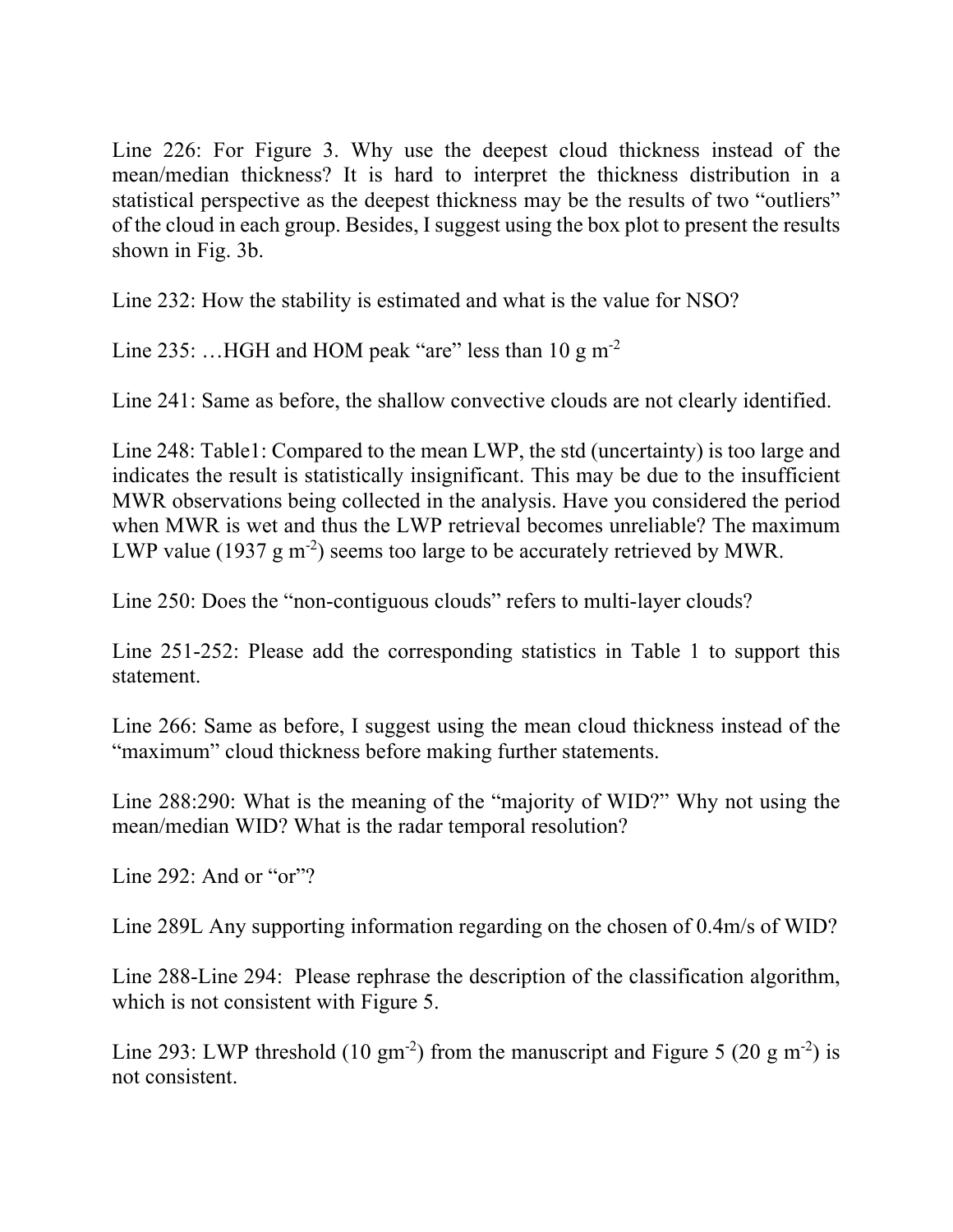Line 226: For Figure 3. Why use the deepest cloud thickness instead of the mean/median thickness? It is hard to interpret the thickness distribution in a statistical perspective as the deepest thickness may be the results of two "outliers" of the cloud in each group. Besides, I suggest using the box plot to present the results shown in Fig. 3b.

Line 232: How the stability is estimated and what is the value for NSO?

Line 235: …HGH and HOM peak "are" less than 10 g $m^{-2}$

Line 241: Same as before, the shallow convective clouds are not clearly identified.

Line 248: Table1: Compared to the mean LWP, the std (uncertainty) is too large and indicates the result is statistically insignificant. This may be due to the insufficient MWR observations being collected in the analysis. Have you considered the period when MWR is wet and thus the LWP retrieval becomes unreliable? The maximum LWP value (1937 g $m^{-2}$) seems too large to be accurately retrieved by MWR.

Line 250: Does the "non-contiguous clouds" refers to multi-layer clouds?

Line 251-252: Please add the corresponding statistics in Table 1 to support this statement.

Line 266: Same as before, I suggest using the mean cloud thickness instead of the "maximum" cloud thickness before making further statements.

Line 288:290: What is the meaning of the "majority of WID?" Why not using the mean/median WID? What is the radar temporal resolution?

Line 292: And or "or"?

Line 289L Any supporting information regarding on the chosen of 0.4m/s of WID?

Line 288-Line 294: Please rephrase the description of the classification algorithm, which is not consistent with Figure 5.

Line 293: LWP threshold (10 $gm^{-2}$) from the manuscript and Figure 5 (20 g $m^{-2}$) is not consistent.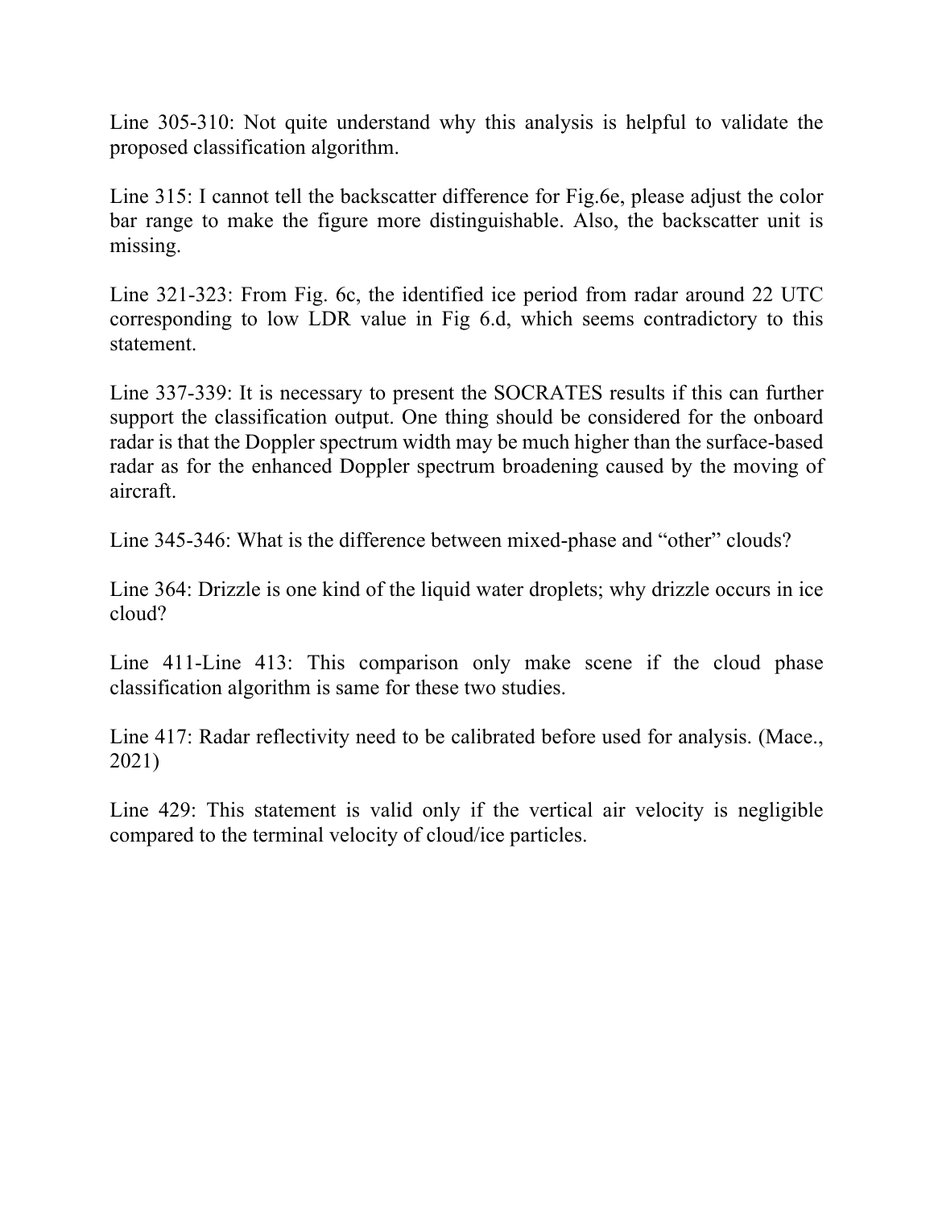Line 305-310: Not quite understand why this analysis is helpful to validate the proposed classification algorithm.

Line 315: I cannot tell the backscatter difference for Fig.6e, please adjust the color bar range to make the figure more distinguishable. Also, the backscatter unit is missing.

Line 321-323: From Fig. 6c, the identified ice period from radar around 22 UTC corresponding to low LDR value in Fig 6.d, which seems contradictory to this statement.

Line 337-339: It is necessary to present the SOCRATES results if this can further support the classification output. One thing should be considered for the onboard radar is that the Doppler spectrum width may be much higher than the surface-based radar as for the enhanced Doppler spectrum broadening caused by the moving of aircraft.

Line 345-346: What is the difference between mixed-phase and "other" clouds?

Line 364: Drizzle is one kind of the liquid water droplets; why drizzle occurs in ice cloud?

Line 411-Line 413: This comparison only make scene if the cloud phase classification algorithm is same for these two studies.

Line 417: Radar reflectivity need to be calibrated before used for analysis. (Mace., 2021)

Line 429: This statement is valid only if the vertical air velocity is negligible compared to the terminal velocity of cloud/ice particles.